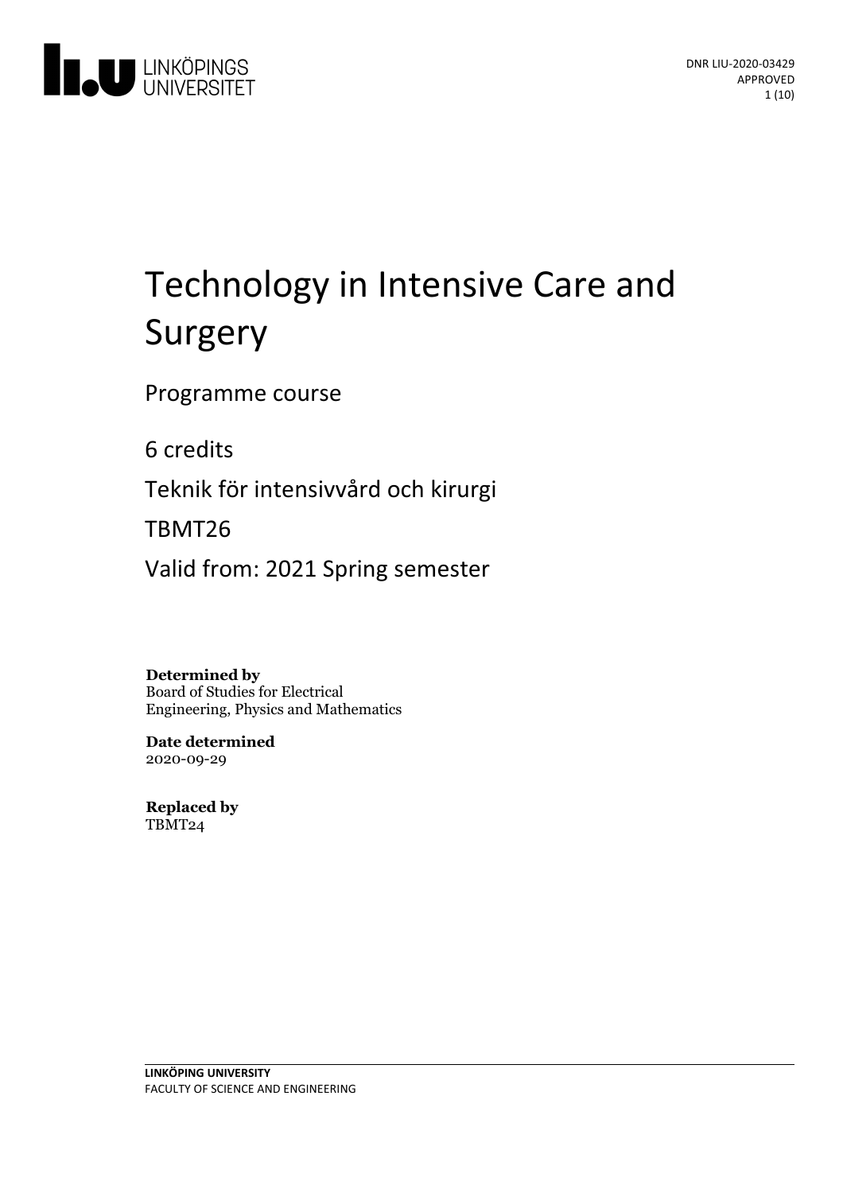DNR LIU-2020-03429
APPROVED

# Technology in Intensive Care and Surgery

Programme course

6 credits

Teknik för intensivvård och kirurgi

TBMT26

Valid from: 2021 Spring semester

**Determined by**
Board of Studies for Electrical Engineering, Physics and Mathematics

**Date determined**
2020-09-29

**Replaced by**
TBMT24

**LINKÖPING UNIVERSITY**
FACULTY OF SCIENCE AND ENGINEERING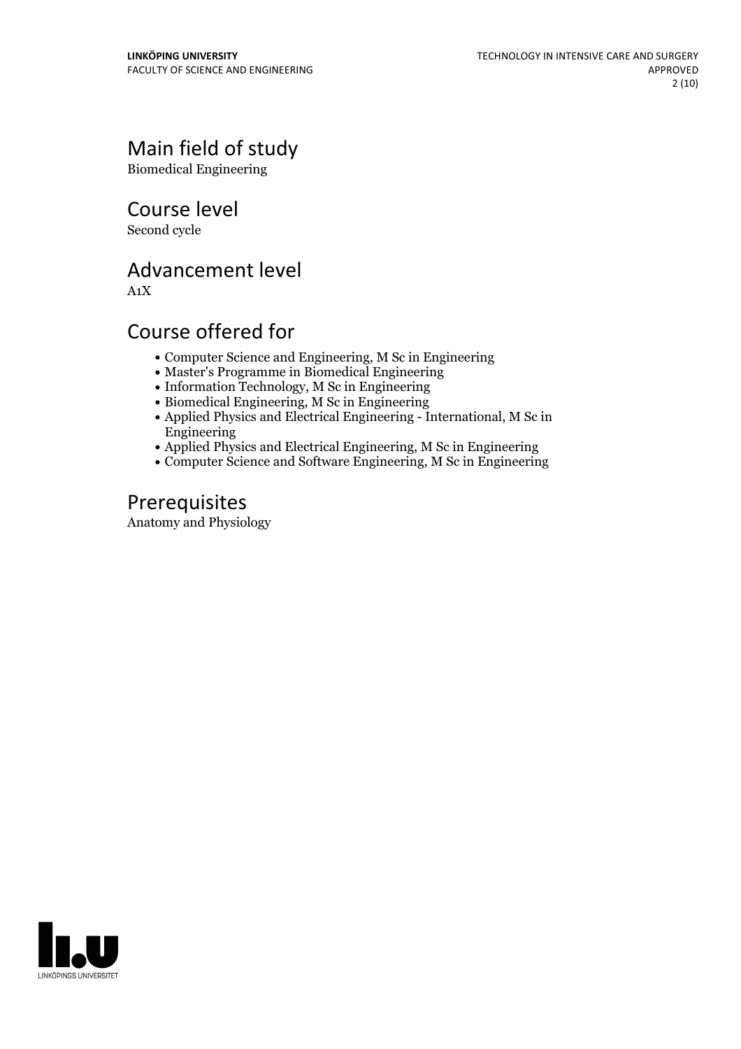## Main field of study

Biomedical Engineering

## Course level

Second cycle

## Advancement level

A1X

## Course offered for

- Computer Science and Engineering, M Sc in Engineering
- Master's Programme in Biomedical Engineering
- Information Technology, M Sc in Engineering
- Biomedical Engineering, M Sc in Engineering
- Applied Physics and Electrical Engineering - International, M Sc in Engineering
- Applied Physics and Electrical Engineering, M Sc in Engineering
- Computer Science and Software Engineering, M Sc in Engineering

## Prerequisites

Anatomy and Physiology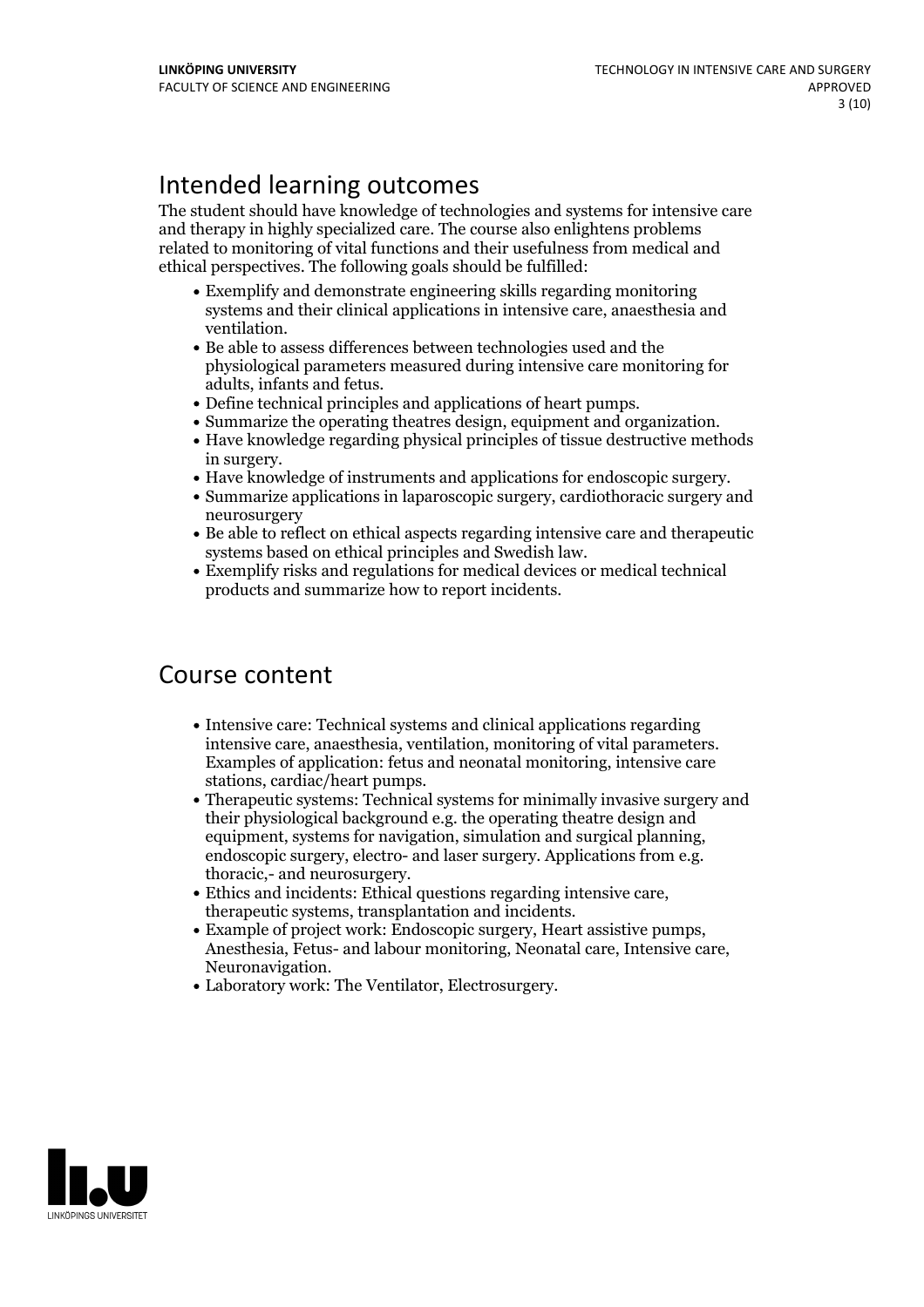## Intended learning outcomes

The student should have knowledge of technologies and systems for intensive care and therapy in highly specialized care. The course also enlightens problems related to monitoring of vital functions and their usefulness from medical and ethical perspectives. The following goals should be fulfilled:

- Exemplify and demonstrate engineering skills regarding monitoring systems and their clinical applications in intensive care, anaesthesia and ventilation.
- Be able to assess differences between technologies used and the physiological parameters measured during intensive care monitoring for adults, infants and fetus.
- Define technical principles and applications of heart pumps.
- Summarize the operating theatres design, equipment and organization.
- Have knowledge regarding physical principles of tissue destructive methods in surgery.
- Have knowledge of instruments and applications for endoscopic surgery.
- Summarize applications in laparoscopic surgery, cardiothoracic surgery and neurosurgery
- Be able to reflect on ethical aspects regarding intensive care and therapeutic systems based on ethical principles and Swedish law.
- Exemplify risks and regulations for medical devices or medical technical products and summarize how to report incidents.

## Course content

- Intensive care: Technical systems and clinical applications regarding intensive care, anaesthesia, ventilation, monitoring of vital parameters. Examples of application: fetus and neonatal monitoring, intensive care stations, cardiac/heart pumps.
- Therapeutic systems: Technical systems for minimally invasive surgery and their physiological background e.g. the operating theatre design and equipment, systems for navigation, simulation and surgical planning, endoscopic surgery, electro- and laser surgery. Applications from e.g. thoracic,- and neurosurgery.
- Ethics and incidents: Ethical questions regarding intensive care, therapeutic systems, transplantation and incidents.
- Example of project work: Endoscopic surgery, Heart assistive pumps, Anesthesia, Fetus- and labour monitoring, Neonatal care, Intensive care, Neuronavigation.
- Laboratory work: The Ventilator, Electrosurgery.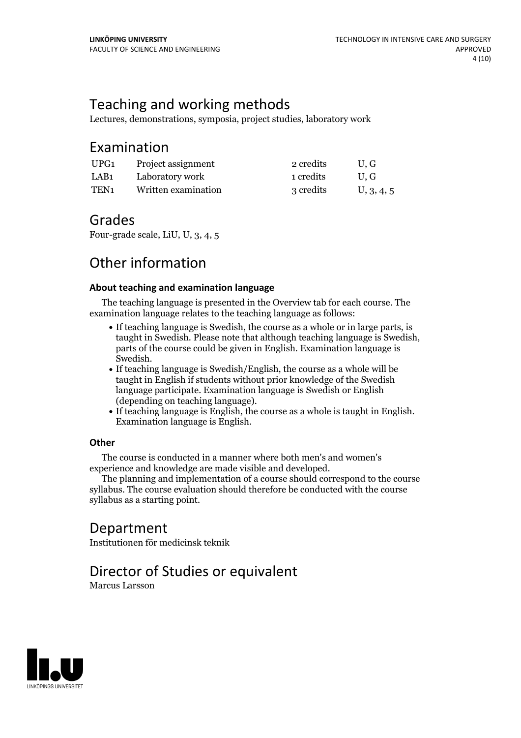## Teaching and working methods

Lectures, demonstrations, symposia, project studies, laboratory work

## Examination

| | | | |
|---|---|---|---|
| UPG1 | Project assignment | 2 credits | U, G |
| LAB1 | Laboratory work | 1 credits | U, G |
| TEN1 | Written examination | 3 credits | U, 3, 4, 5 |

## Grades

Four-grade scale, LiU, U, 3, 4, 5

## Other information

### About teaching and examination language

The teaching language is presented in the Overview tab for each course. The examination language relates to the teaching language as follows:

- If teaching language is Swedish, the course as a whole or in large parts, is taught in Swedish. Please note that although teaching language is Swedish, parts of the course could be given in English. Examination language is Swedish.
- If teaching language is Swedish/English, the course as a whole will be taught in English if students without prior knowledge of the Swedish language participate. Examination language is Swedish or English (depending on teaching language).
- If teaching language is English, the course as a whole is taught in English. Examination language is English.

### Other

The course is conducted in a manner where both men's and women's experience and knowledge are made visible and developed.

The planning and implementation of a course should correspond to the course syllabus. The course evaluation should therefore be conducted with the course syllabus as a starting point.

## Department

Institutionen för medicinsk teknik

## Director of Studies or equivalent

Marcus Larsson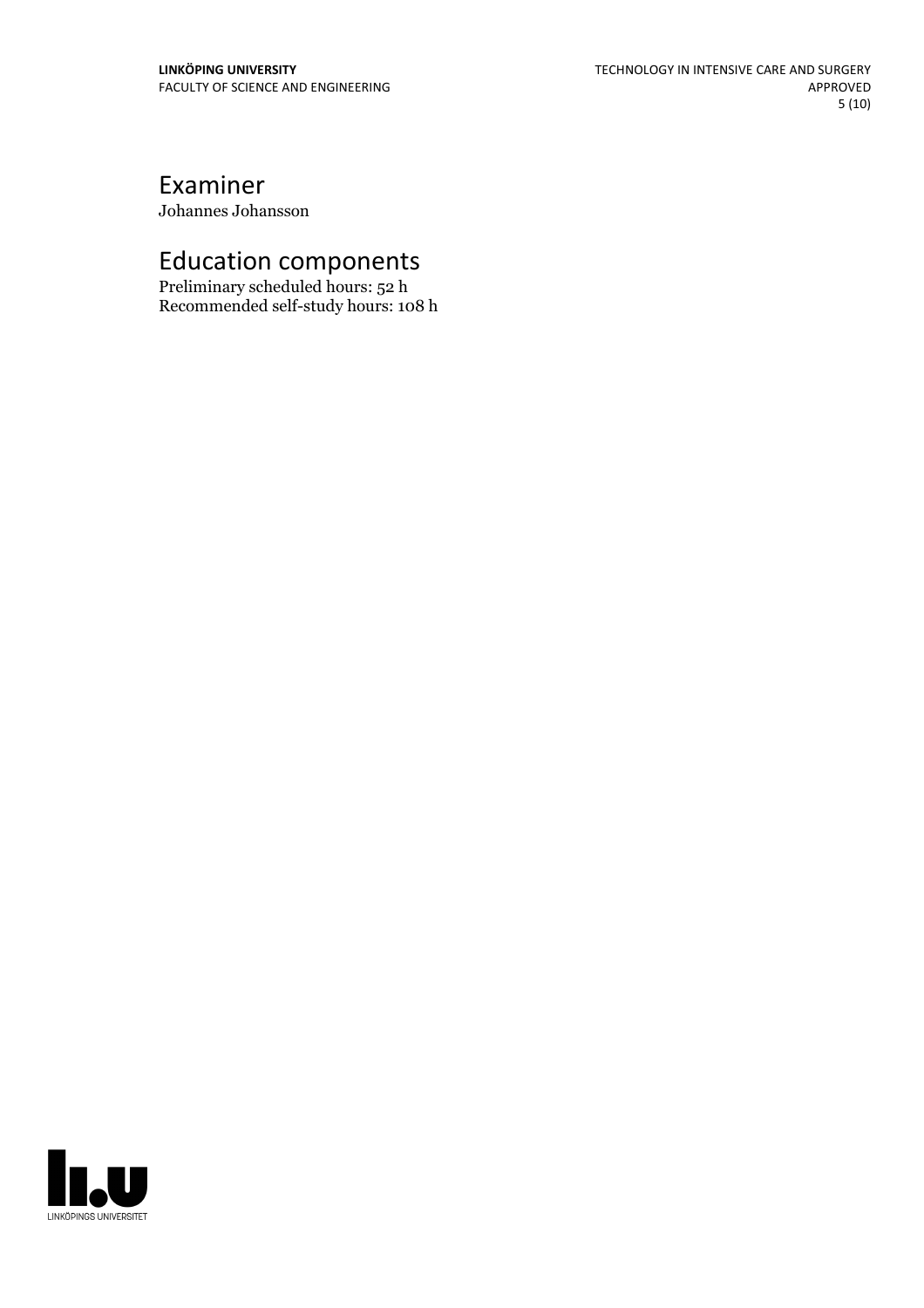## Examiner

Johannes Johansson

## Education components

Preliminary scheduled hours: 52 h
Recommended self-study hours: 108 h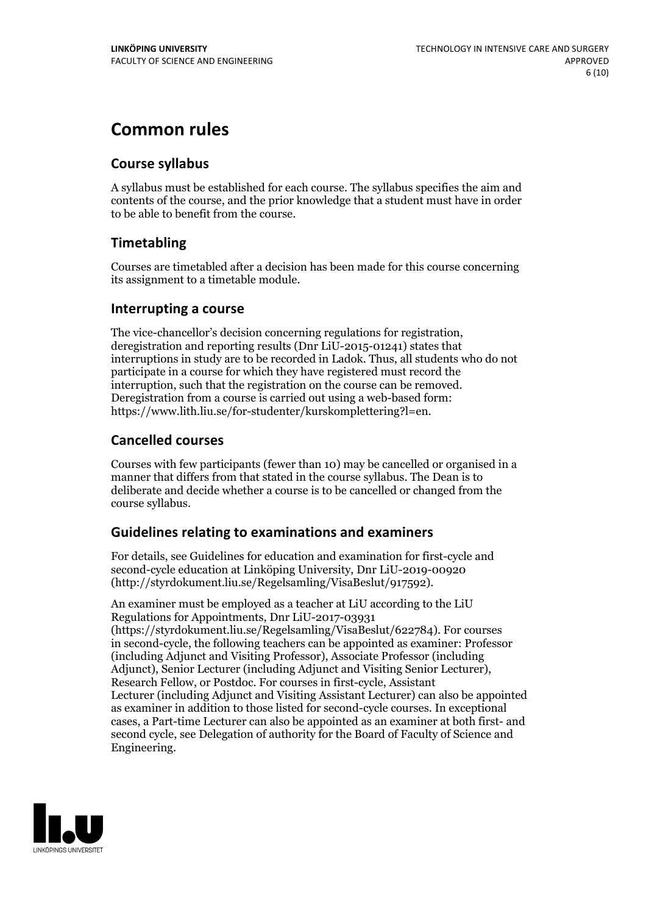# Common rules

## Course syllabus

A syllabus must be established for each course. The syllabus specifies the aim and contents of the course, and the prior knowledge that a student must have in order to be able to benefit from the course.

## Timetabling

Courses are timetabled after a decision has been made for this course concerning its assignment to a timetable module.

## Interrupting a course

The vice-chancellor's decision concerning regulations for registration, deregistration and reporting results (Dnr LiU-2015-01241) states that interruptions in study are to be recorded in Ladok. Thus, all students who do not participate in a course for which they have registered must record the interruption, such that the registration on the course can be removed. Deregistration from a course is carried out using a web-based form: https://www.lith.liu.se/for-studenter/kurskomplettering?l=en.

## Cancelled courses

Courses with few participants (fewer than 10) may be cancelled or organised in a manner that differs from that stated in the course syllabus. The Dean is to deliberate and decide whether a course is to be cancelled or changed from the course syllabus.

## Guidelines relating to examinations and examiners

For details, see Guidelines for education and examination for first-cycle and second-cycle education at Linköping University, Dnr LiU-2019-00920 (http://styrdokument.liu.se/Regelsamling/VisaBeslut/917592).

An examiner must be employed as a teacher at LiU according to the LiU Regulations for Appointments, Dnr LiU-2017-03931 (https://styrdokument.liu.se/Regelsamling/VisaBeslut/622784). For courses in second-cycle, the following teachers can be appointed as examiner: Professor (including Adjunct and Visiting Professor), Associate Professor (including Adjunct), Senior Lecturer (including Adjunct and Visiting Senior Lecturer), Research Fellow, or Postdoc. For courses in first-cycle, Assistant Lecturer (including Adjunct and Visiting Assistant Lecturer) can also be appointed as examiner in addition to those listed for second-cycle courses. In exceptional cases, a Part-time Lecturer can also be appointed as an examiner at both first- and second cycle, see Delegation of authority for the Board of Faculty of Science and Engineering.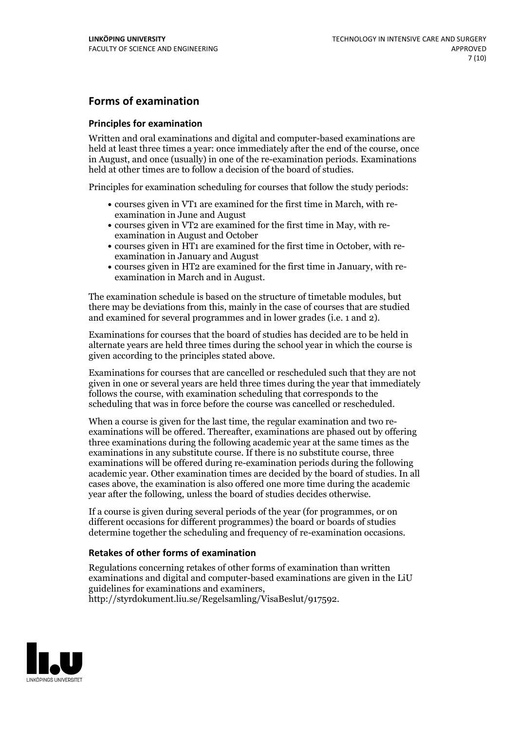## Forms of examination

### Principles for examination

Written and oral examinations and digital and computer-based examinations are held at least three times a year: once immediately after the end of the course, once in August, and once (usually) in one of the re-examination periods. Examinations held at other times are to follow a decision of the board of studies.

Principles for examination scheduling for courses that follow the study periods:

- courses given in VT1 are examined for the first time in March, with re-examination in June and August
- courses given in VT2 are examined for the first time in May, with re-examination in August and October
- courses given in HT1 are examined for the first time in October, with re-examination in January and August
- courses given in HT2 are examined for the first time in January, with re-examination in March and in August.

The examination schedule is based on the structure of timetable modules, but there may be deviations from this, mainly in the case of courses that are studied and examined for several programmes and in lower grades (i.e. 1 and 2).

Examinations for courses that the board of studies has decided are to be held in alternate years are held three times during the school year in which the course is given according to the principles stated above.

Examinations for courses that are cancelled or rescheduled such that they are not given in one or several years are held three times during the year that immediately follows the course, with examination scheduling that corresponds to the scheduling that was in force before the course was cancelled or rescheduled.

When a course is given for the last time, the regular examination and two re-examinations will be offered. Thereafter, examinations are phased out by offering three examinations during the following academic year at the same times as the examinations in any substitute course. If there is no substitute course, three examinations will be offered during re-examination periods during the following academic year. Other examination times are decided by the board of studies. In all cases above, the examination is also offered one more time during the academic year after the following, unless the board of studies decides otherwise.

If a course is given during several periods of the year (for programmes, or on different occasions for different programmes) the board or boards of studies determine together the scheduling and frequency of re-examination occasions.

### Retakes of other forms of examination

Regulations concerning retakes of other forms of examination than written examinations and digital and computer-based examinations are given in the LiU guidelines for examinations and examiners, http://styrdokument.liu.se/Regelsamling/VisaBeslut/917592.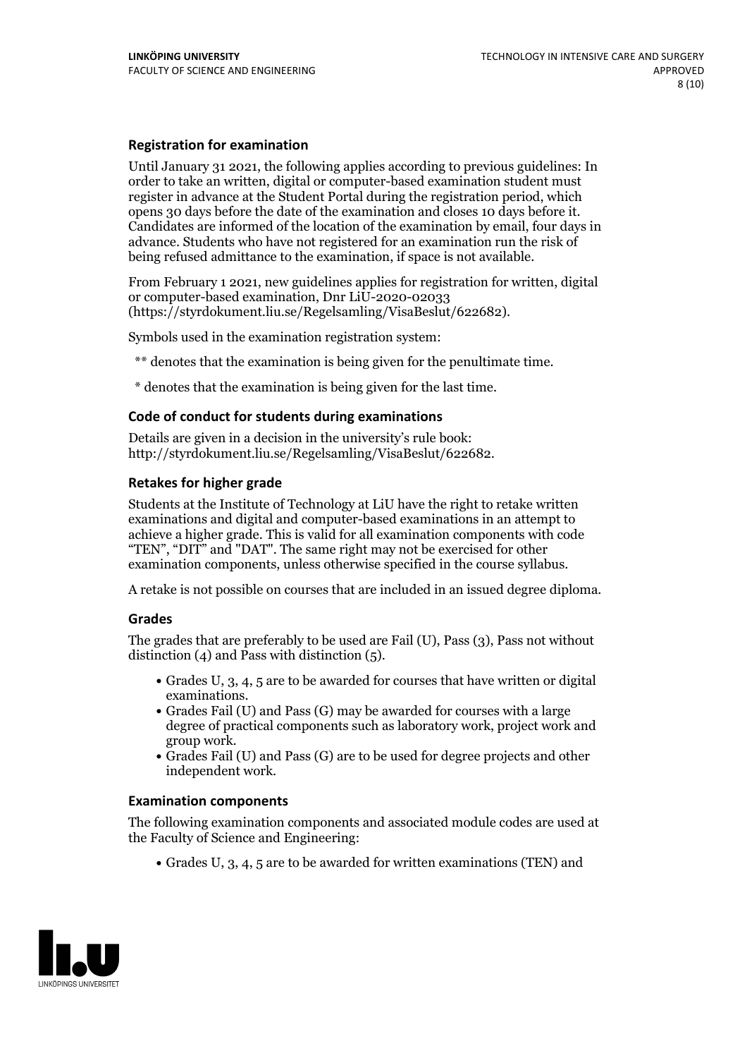### Registration for examination

Until January 31 2021, the following applies according to previous guidelines: In order to take an written, digital or computer-based examination student must register in advance at the Student Portal during the registration period, which opens 30 days before the date of the examination and closes 10 days before it. Candidates are informed of the location of the examination by email, four days in advance. Students who have not registered for an examination run the risk of being refused admittance to the examination, if space is not available.

From February 1 2021, new guidelines applies for registration for written, digital or computer-based examination, Dnr LiU-2020-02033 (https://styrdokument.liu.se/Regelsamling/VisaBeslut/622682).

Symbols used in the examination registration system:

** denotes that the examination is being given for the penultimate time.

* denotes that the examination is being given for the last time.

### Code of conduct for students during examinations

Details are given in a decision in the university's rule book: http://styrdokument.liu.se/Regelsamling/VisaBeslut/622682.

### Retakes for higher grade

Students at the Institute of Technology at LiU have the right to retake written examinations and digital and computer-based examinations in an attempt to achieve a higher grade. This is valid for all examination components with code "TEN", "DIT" and "DAT". The same right may not be exercised for other examination components, unless otherwise specified in the course syllabus.

A retake is not possible on courses that are included in an issued degree diploma.

### Grades

The grades that are preferably to be used are Fail (U), Pass (3), Pass not without distinction (4) and Pass with distinction (5).

- Grades U, 3, 4, 5 are to be awarded for courses that have written or digital examinations.
- Grades Fail (U) and Pass (G) may be awarded for courses with a large degree of practical components such as laboratory work, project work and group work.
- Grades Fail (U) and Pass (G) are to be used for degree projects and other independent work.

### Examination components

The following examination components and associated module codes are used at the Faculty of Science and Engineering:

- Grades U, 3, 4, 5 are to be awarded for written examinations (TEN) and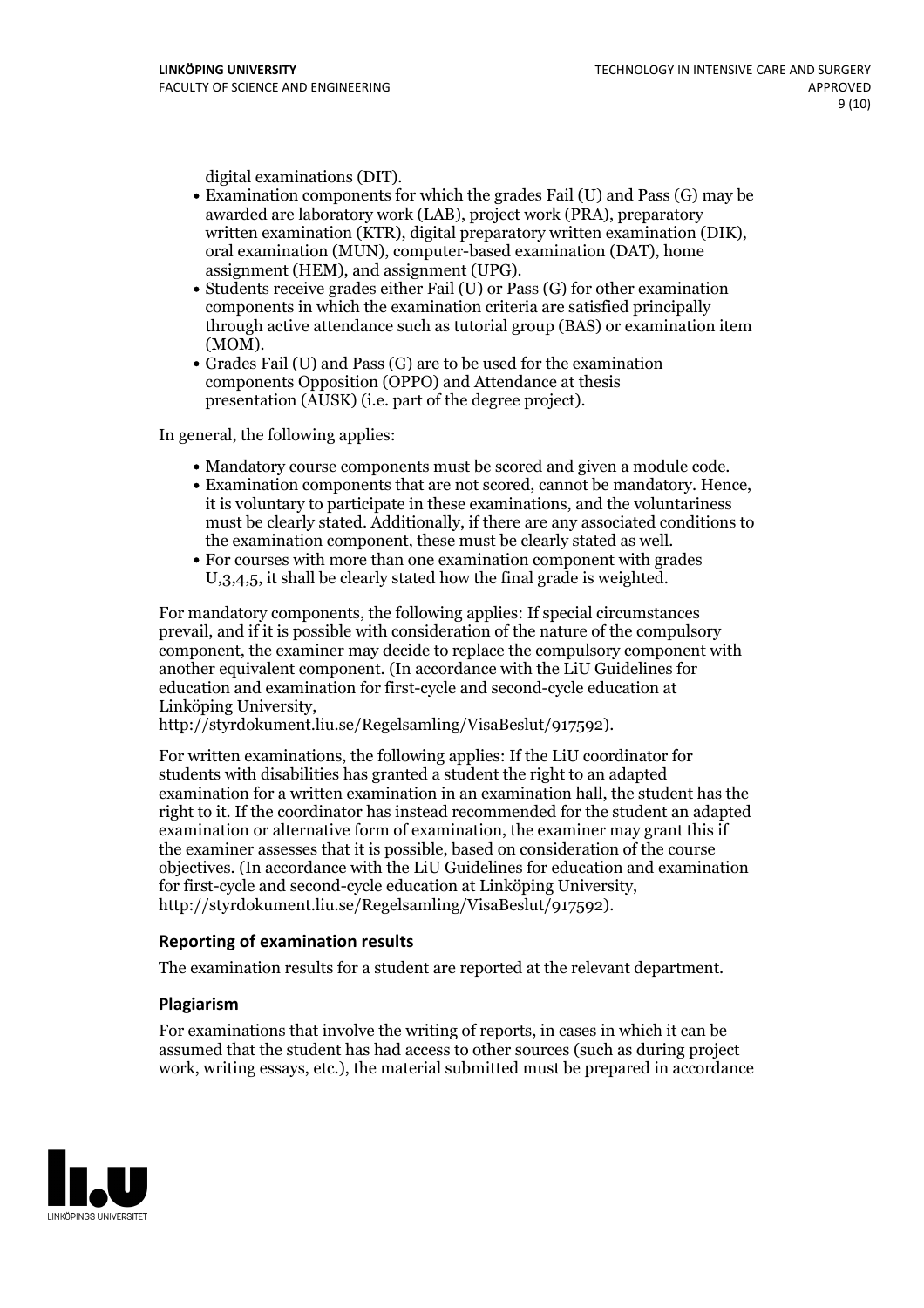digital examinations (DIT).

- Examination components for which the grades Fail (U) and Pass (G) may be awarded are laboratory work (LAB), project work (PRA), preparatory written examination (KTR), digital preparatory written examination (DIK), oral examination (MUN), computer-based examination (DAT), home assignment (HEM), and assignment (UPG).
- Students receive grades either Fail (U) or Pass (G) for other examination components in which the examination criteria are satisfied principally through active attendance such as tutorial group (BAS) or examination item (MOM).
- Grades Fail (U) and Pass (G) are to be used for the examination components Opposition (OPPO) and Attendance at thesis presentation (AUSK) (i.e. part of the degree project).

In general, the following applies:

- Mandatory course components must be scored and given a module code.
- Examination components that are not scored, cannot be mandatory. Hence, it is voluntary to participate in these examinations, and the voluntariness must be clearly stated. Additionally, if there are any associated conditions to the examination component, these must be clearly stated as well.
- For courses with more than one examination component with grades U,3,4,5, it shall be clearly stated how the final grade is weighted.

For mandatory components, the following applies: If special circumstances prevail, and if it is possible with consideration of the nature of the compulsory component, the examiner may decide to replace the compulsory component with another equivalent component. (In accordance with the LiU Guidelines for education and examination for first-cycle and second-cycle education at Linköping University, http://styrdokument.liu.se/Regelsamling/VisaBeslut/917592).

For written examinations, the following applies: If the LiU coordinator for students with disabilities has granted a student the right to an adapted examination for a written examination in an examination hall, the student has the right to it. If the coordinator has instead recommended for the student an adapted examination or alternative form of examination, the examiner may grant this if the examiner assesses that it is possible, based on consideration of the course objectives. (In accordance with the LiU Guidelines for education and examination for first-cycle and second-cycle education at Linköping University, http://styrdokument.liu.se/Regelsamling/VisaBeslut/917592).

### Reporting of examination results

The examination results for a student are reported at the relevant department.

### Plagiarism

For examinations that involve the writing of reports, in cases in which it can be assumed that the student has had access to other sources (such as during project work, writing essays, etc.), the material submitted must be prepared in accordance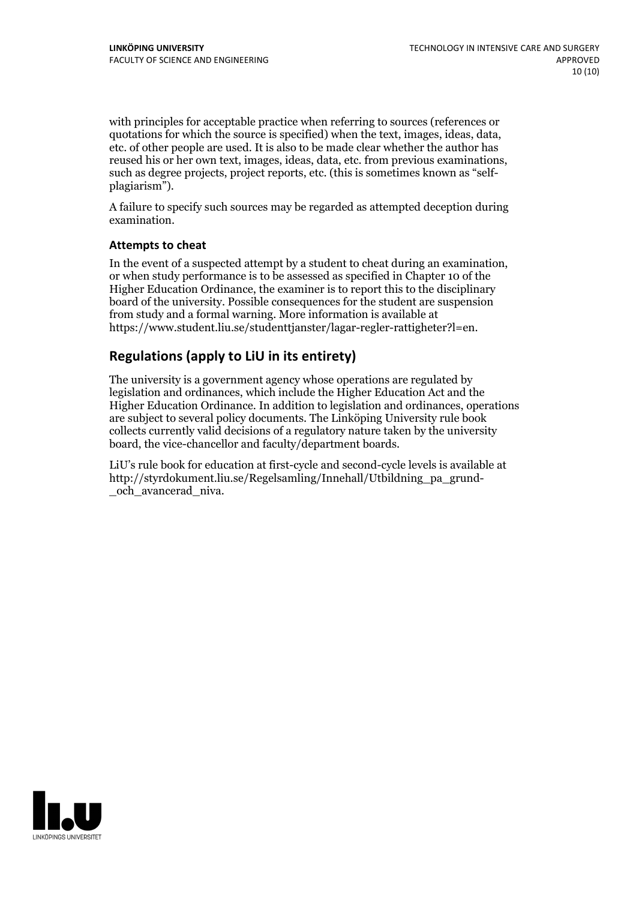with principles for acceptable practice when referring to sources (references or quotations for which the source is specified) when the text, images, ideas, data, etc. of other people are used. It is also to be made clear whether the author has reused his or her own text, images, ideas, data, etc. from previous examinations, such as degree projects, project reports, etc. (this is sometimes known as "self-plagiarism").

A failure to specify such sources may be regarded as attempted deception during examination.

### Attempts to cheat

In the event of a suspected attempt by a student to cheat during an examination, or when study performance is to be assessed as specified in Chapter 10 of the Higher Education Ordinance, the examiner is to report this to the disciplinary board of the university. Possible consequences for the student are suspension from study and a formal warning. More information is available at https://www.student.liu.se/studenttjanster/lagar-regler-rattigheter?l=en.

## Regulations (apply to LiU in its entirety)

The university is a government agency whose operations are regulated by legislation and ordinances, which include the Higher Education Act and the Higher Education Ordinance. In addition to legislation and ordinances, operations are subject to several policy documents. The Linköping University rule book collects currently valid decisions of a regulatory nature taken by the university board, the vice-chancellor and faculty/department boards.

LiU's rule book for education at first-cycle and second-cycle levels is available at http://styrdokument.liu.se/Regelsamling/Innehall/Utbildning_pa_grund-_och_avancerad_niva.